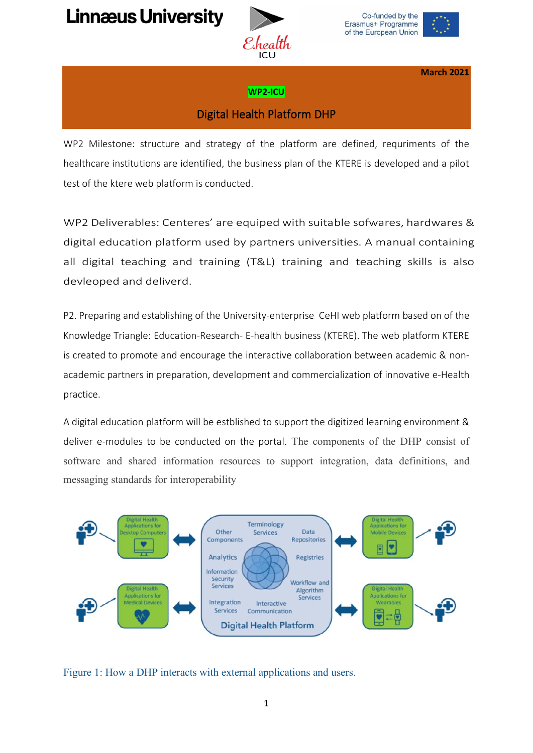Linnæus University

Co-funded by the Erasmus+ Programme of the European Union

**March 2021**

**WP2-ICU**

## Digital Health Platform DHP

WP2 Milestone: structure and strategy of the platform are defined, requrments of the healthcare institutions are identified, the business plan of the KTERE is developed and a pilot test of the ktere web platform is conducted.

WP2 Deliverables: Centeres' are equiped with suitable sofwares, hardwares & digital education platform used by partners universities. A manual containing all digital teaching and training (T&L) training and teaching skills is also devleoped and deliverd.

P2. Preparing and establishing of the University-enterprise CeHI web platform based on of the Knowledge Triangle: Education-Research- E-health business (KTERE). The web platform KTERE is created to promote and encourage the interactive collaboration between academic & non-academic partners in preparation, development and commercialization of innovative e-Health practice.

A digital education platform will be estblished to support the digitized learning environment & deliver e-modules to be conducted on the portal. The components of the DHP consist of software and shared information resources to support integration, data definitions, and messaging standards for interoperability

Figure 1: How a DHP interacts with external applications and users.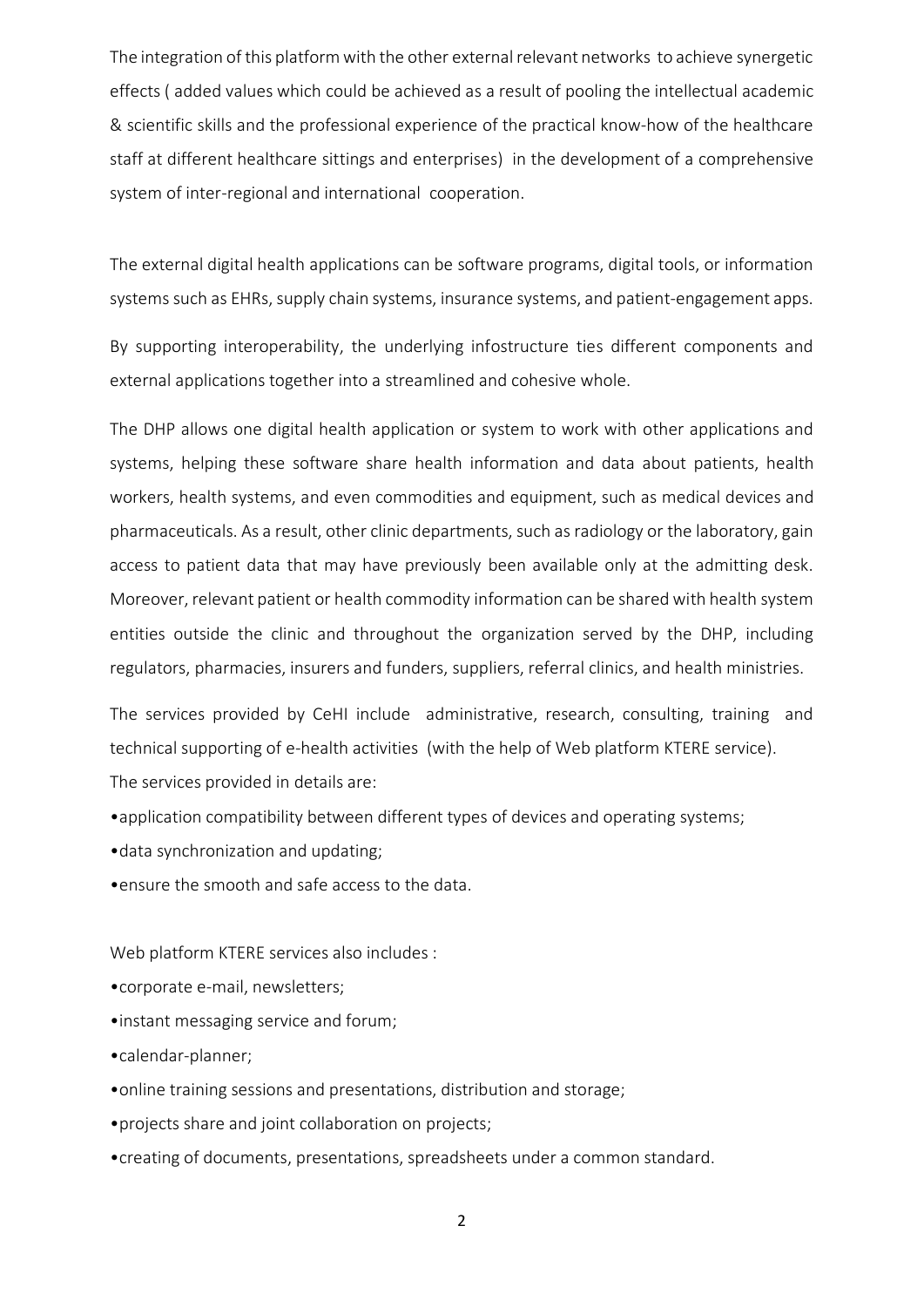The integration of this platform with the other external relevant networks to achieve synergetic effects ( added values which could be achieved as a result of pooling the intellectual academic & scientific skills and the professional experience of the practical know-how of the healthcare staff at different healthcare sittings and enterprises) in the development of a comprehensive system of inter-regional and international cooperation.

The external digital health applications can be software programs, digital tools, or information systems such as EHRs, supply chain systems, insurance systems, and patient-engagement apps.

By supporting interoperability, the underlying infostructure ties different components and external applications together into a streamlined and cohesive whole.

The DHP allows one digital health application or system to work with other applications and systems, helping these software share health information and data about patients, health workers, health systems, and even commodities and equipment, such as medical devices and pharmaceuticals. As a result, other clinic departments, such as radiology or the laboratory, gain access to patient data that may have previously been available only at the admitting desk. Moreover, relevant patient or health commodity information can be shared with health system entities outside the clinic and throughout the organization served by the DHP, including regulators, pharmacies, insurers and funders, suppliers, referral clinics, and health ministries.

The services provided by CeHI include administrative, research, consulting, training and technical supporting of e-health activities (with the help of Web platform KTERE service).
The services provided in details are:

- application compatibility between different types of devices and operating systems;
- data synchronization and updating;
- ensure the smooth and safe access to the data.

Web platform KTERE services also includes :

- corporate e-mail, newsletters;
- instant messaging service and forum;
- calendar-planner;
- online training sessions and presentations, distribution and storage;
- projects share and joint collaboration on projects;
- creating of documents, presentations, spreadsheets under a common standard.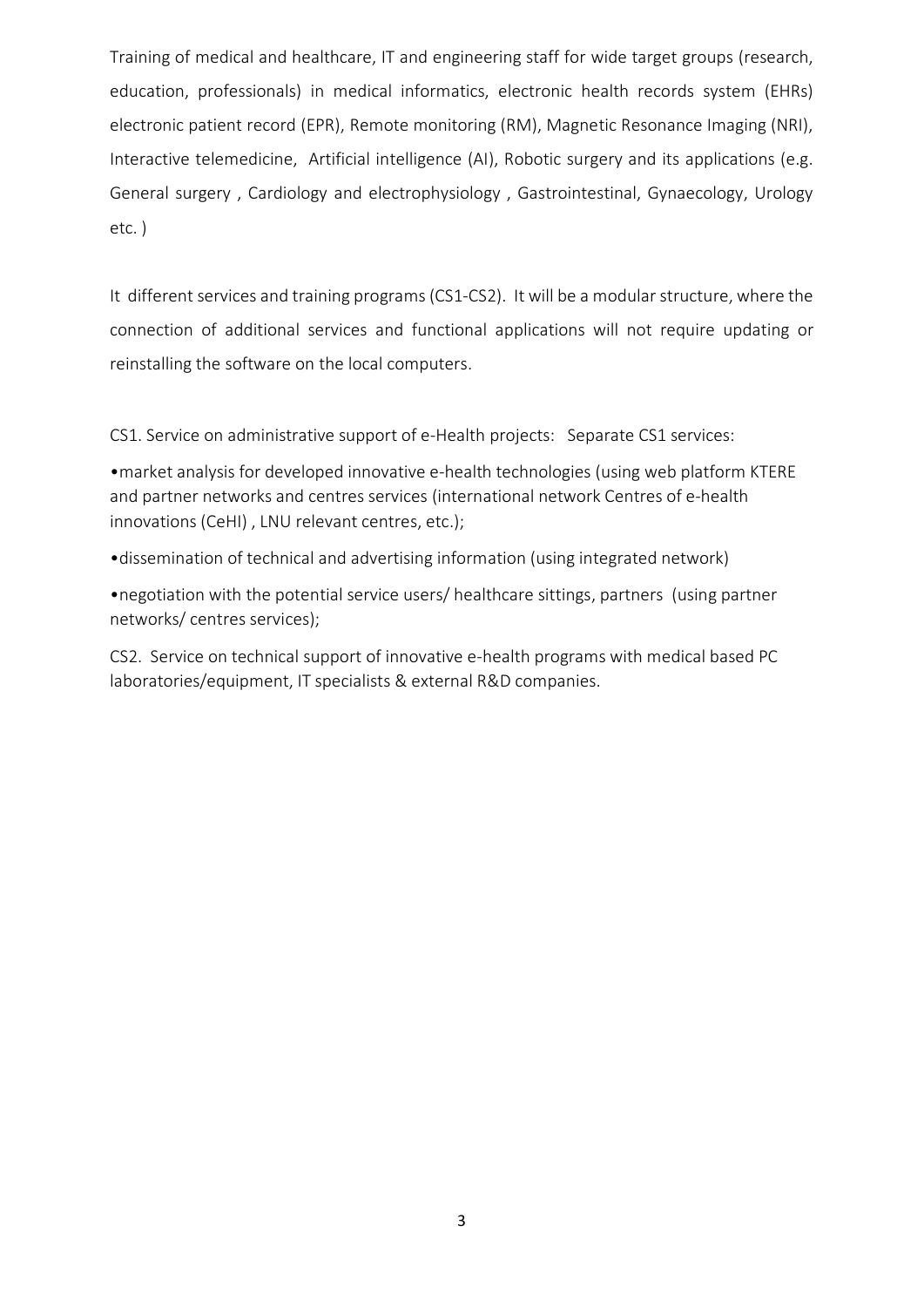Training of medical and healthcare, IT and engineering staff for wide target groups (research, education, professionals) in medical informatics, electronic health records system (EHRs) electronic patient record (EPR), Remote monitoring (RM), Magnetic Resonance Imaging (NRI), Interactive telemedicine, Artificial intelligence (AI), Robotic surgery and its applications (e.g. General surgery , Cardiology and electrophysiology , Gastrointestinal, Gynaecology, Urology etc. )

It different services and training programs (CS1-CS2). It will be a modular structure, where the connection of additional services and functional applications will not require updating or reinstalling the software on the local computers.

CS1. Service on administrative support of e-Health projects: Separate CS1 services:

•market analysis for developed innovative e-health technologies (using web platform KTERE and partner networks and centres services (international network Centres of e-health innovations (CeHI) , LNU relevant centres, etc.);

•dissemination of technical and advertising information (using integrated network)

•negotiation with the potential service users/ healthcare sittings, partners (using partner networks/ centres services);

CS2. Service on technical support of innovative e-health programs with medical based PC laboratories/equipment, IT specialists & external R&D companies.